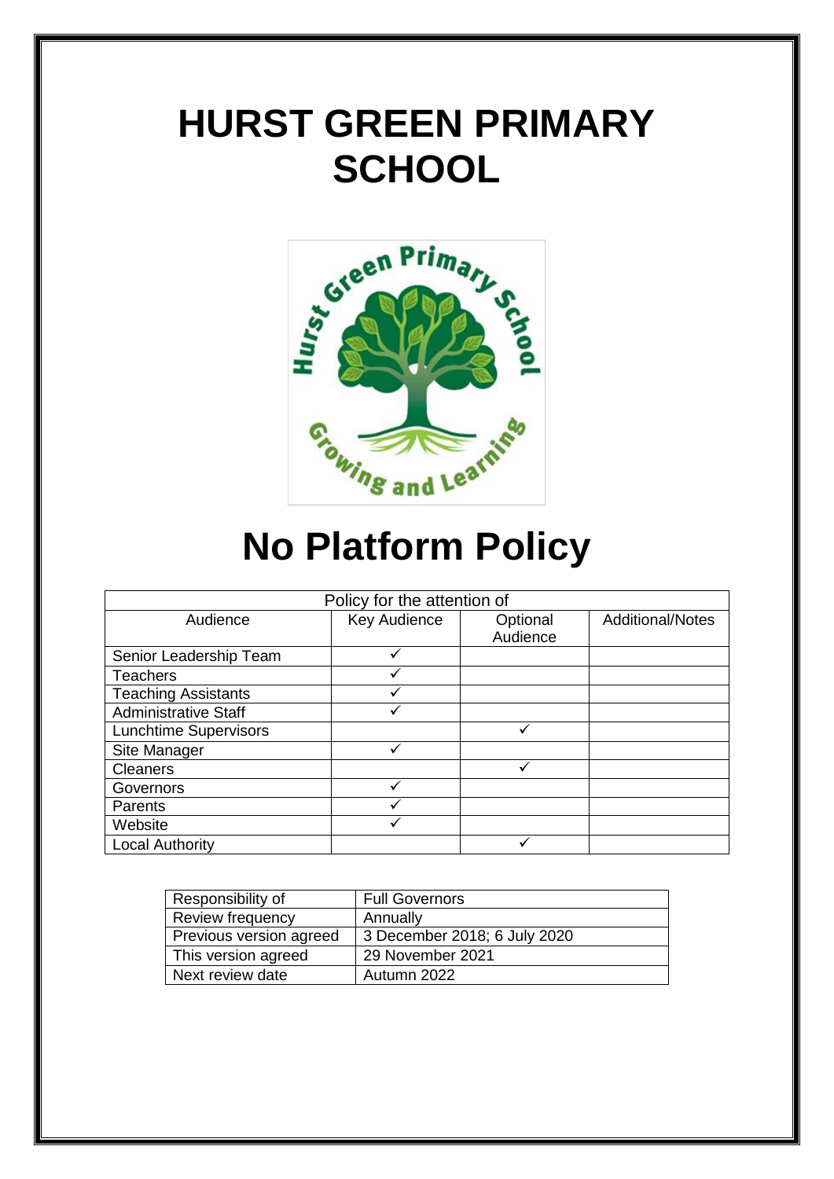# HURST GREEN PRIMARY SCHOOL

# No Platform Policy

| Policy for the attention of | | | |
|---|---|---|---|
| Audience | Key Audience | Optional Audience | Additional/Notes |
| Senior Leadership Team | ✓ | | |
| Teachers | ✓ | | |
| Teaching Assistants | ✓ | | |
| Administrative Staff | ✓ | | |
| Lunchtime Supervisors | | ✓ | |
| Site Manager | ✓ | | |
| Cleaners | | ✓ | |
| Governors | ✓ | | |
| Parents | ✓ | | |
| Website | ✓ | | |
| Local Authority | | ✓ | |

| Responsibility of | Full Governors |
|---|---|
| Review frequency | Annually |
| Previous version agreed | 3 December 2018; 6 July 2020 |
| This version agreed | 29 November 2021 |
| Next review date | Autumn 2022 |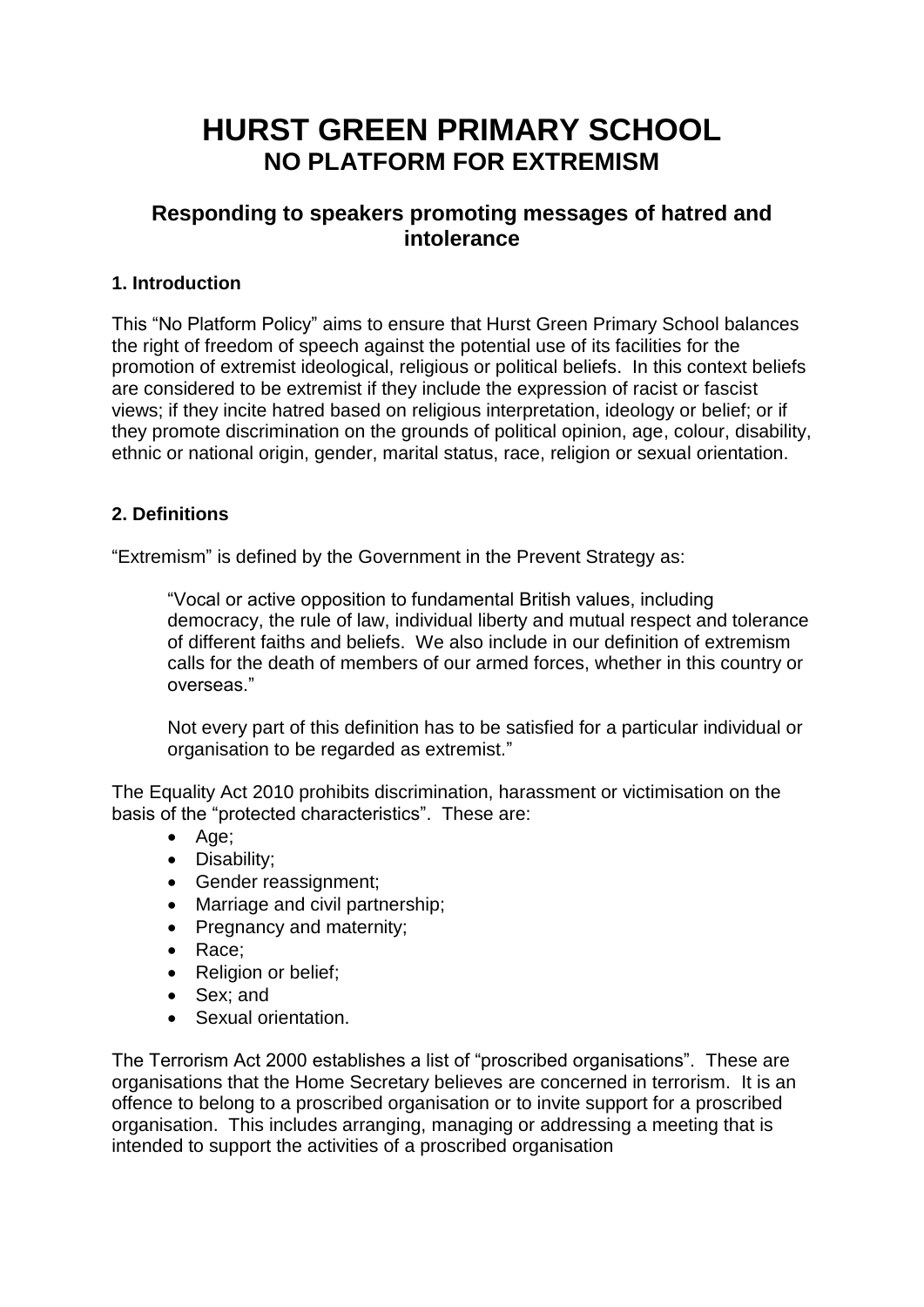# HURST GREEN PRIMARY SCHOOL
## NO PLATFORM FOR EXTREMISM

### Responding to speakers promoting messages of hatred and intolerance

**1. Introduction**

This "No Platform Policy" aims to ensure that Hurst Green Primary School balances the right of freedom of speech against the potential use of its facilities for the promotion of extremist ideological, religious or political beliefs. In this context beliefs are considered to be extremist if they include the expression of racist or fascist views; if they incite hatred based on religious interpretation, ideology or belief; or if they promote discrimination on the grounds of political opinion, age, colour, disability, ethnic or national origin, gender, marital status, race, religion or sexual orientation.

**2. Definitions**

"Extremism" is defined by the Government in the Prevent Strategy as:

> "Vocal or active opposition to fundamental British values, including democracy, the rule of law, individual liberty and mutual respect and tolerance of different faiths and beliefs. We also include in our definition of extremism calls for the death of members of our armed forces, whether in this country or overseas."
>
> Not every part of this definition has to be satisfied for a particular individual or organisation to be regarded as extremist."

The Equality Act 2010 prohibits discrimination, harassment or victimisation on the basis of the "protected characteristics". These are:

- Age;
- Disability;
- Gender reassignment;
- Marriage and civil partnership;
- Pregnancy and maternity;
- Race;
- Religion or belief;
- Sex; and
- Sexual orientation.

The Terrorism Act 2000 establishes a list of "proscribed organisations". These are organisations that the Home Secretary believes are concerned in terrorism. It is an offence to belong to a proscribed organisation or to invite support for a proscribed organisation. This includes arranging, managing or addressing a meeting that is intended to support the activities of a proscribed organisation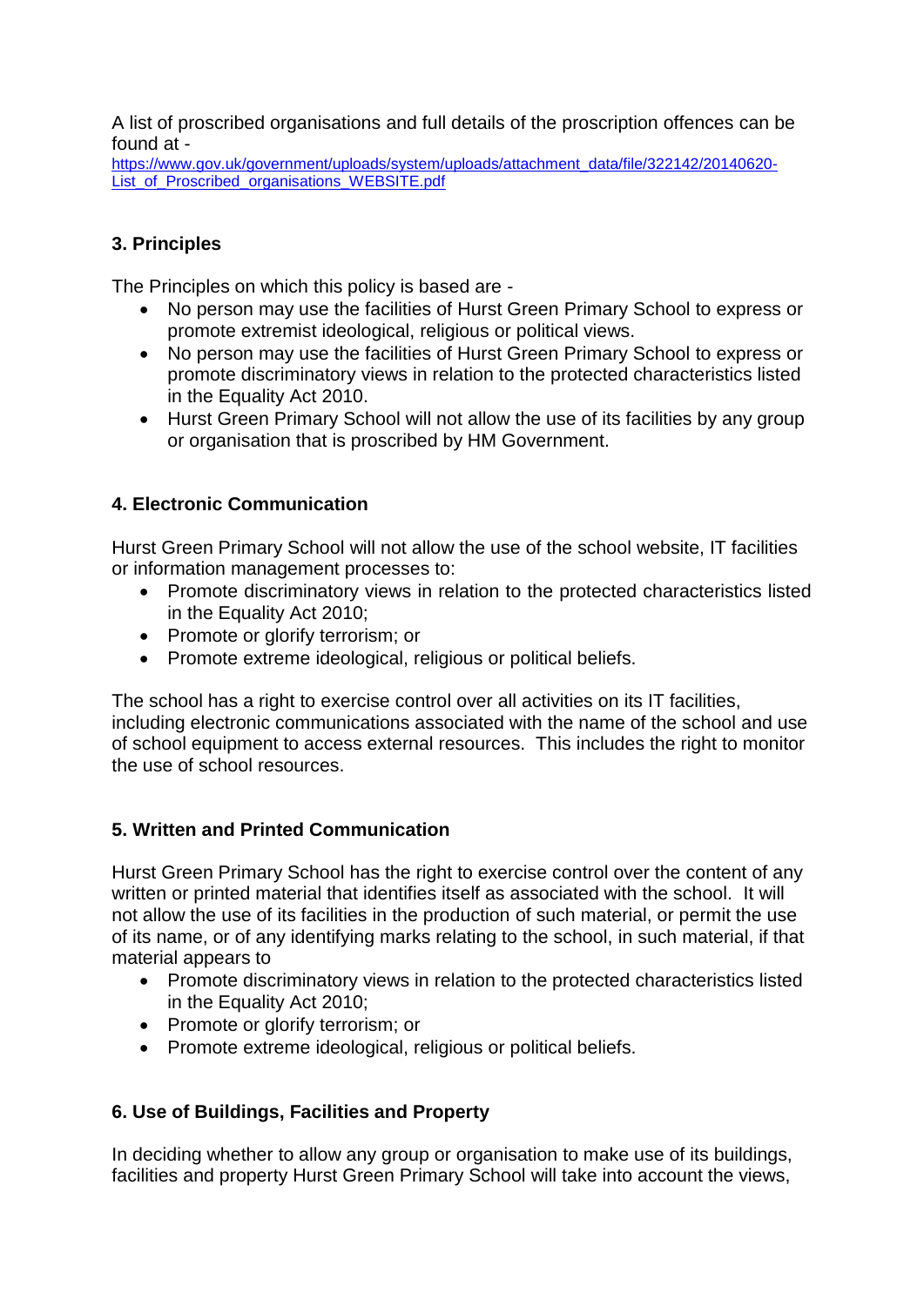A list of proscribed organisations and full details of the proscription offences can be found at - https://www.gov.uk/government/uploads/system/uploads/attachment_data/file/322142/20140620-List_of_Proscribed_organisations_WEBSITE.pdf

## 3. Principles

The Principles on which this policy is based are -

- No person may use the facilities of Hurst Green Primary School to express or promote extremist ideological, religious or political views.
- No person may use the facilities of Hurst Green Primary School to express or promote discriminatory views in relation to the protected characteristics listed in the Equality Act 2010.
- Hurst Green Primary School will not allow the use of its facilities by any group or organisation that is proscribed by HM Government.

## 4. Electronic Communication

Hurst Green Primary School will not allow the use of the school website, IT facilities or information management processes to:

- Promote discriminatory views in relation to the protected characteristics listed in the Equality Act 2010;
- Promote or glorify terrorism; or
- Promote extreme ideological, religious or political beliefs.

The school has a right to exercise control over all activities on its IT facilities, including electronic communications associated with the name of the school and use of school equipment to access external resources. This includes the right to monitor the use of school resources.

## 5. Written and Printed Communication

Hurst Green Primary School has the right to exercise control over the content of any written or printed material that identifies itself as associated with the school. It will not allow the use of its facilities in the production of such material, or permit the use of its name, or of any identifying marks relating to the school, in such material, if that material appears to

- Promote discriminatory views in relation to the protected characteristics listed in the Equality Act 2010;
- Promote or glorify terrorism; or
- Promote extreme ideological, religious or political beliefs.

## 6. Use of Buildings, Facilities and Property

In deciding whether to allow any group or organisation to make use of its buildings, facilities and property Hurst Green Primary School will take into account the views,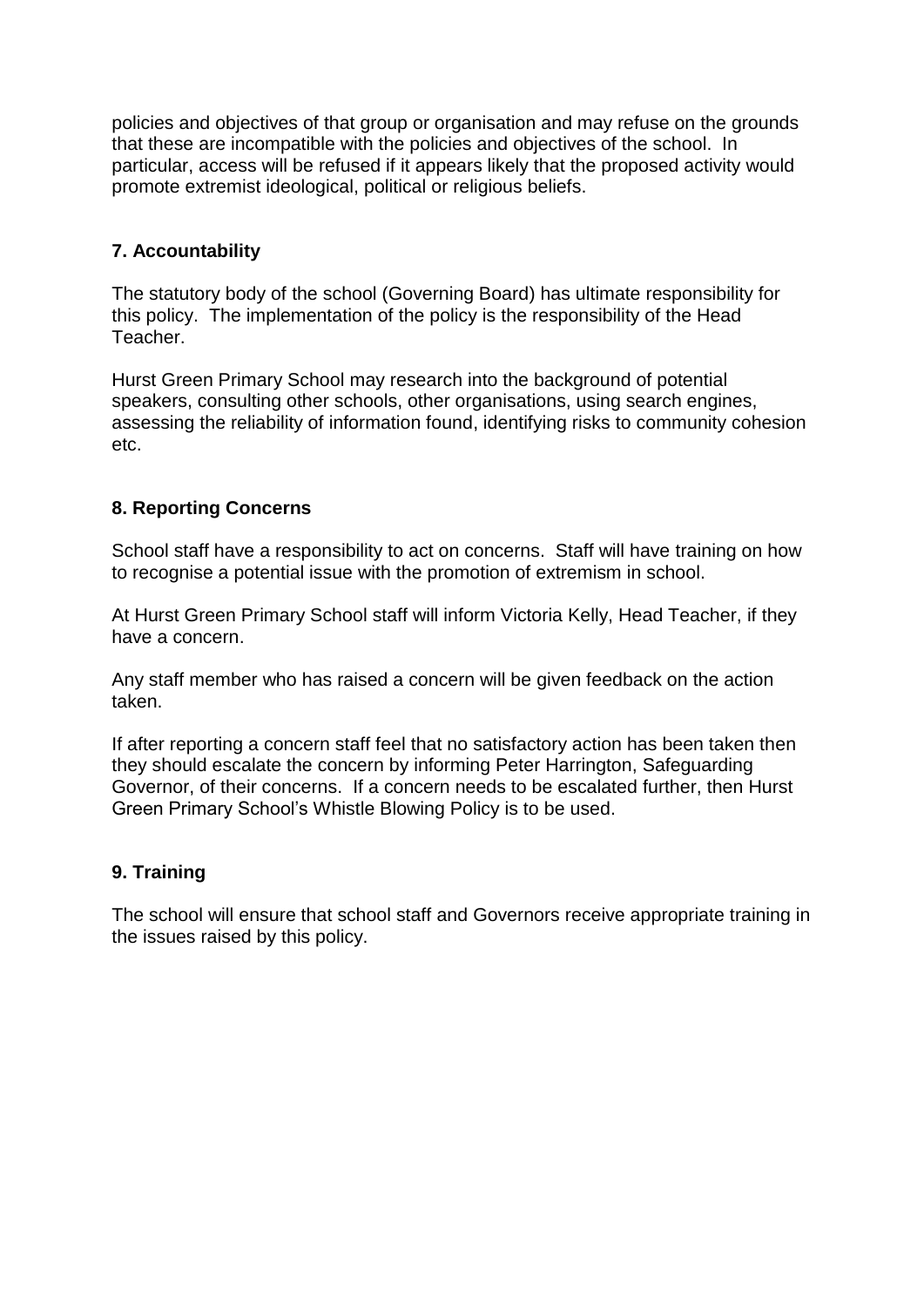policies and objectives of that group or organisation and may refuse on the grounds that these are incompatible with the policies and objectives of the school. In particular, access will be refused if it appears likely that the proposed activity would promote extremist ideological, political or religious beliefs.

## 7. Accountability

The statutory body of the school (Governing Board) has ultimate responsibility for this policy. The implementation of the policy is the responsibility of the Head Teacher.

Hurst Green Primary School may research into the background of potential speakers, consulting other schools, other organisations, using search engines, assessing the reliability of information found, identifying risks to community cohesion etc.

## 8. Reporting Concerns

School staff have a responsibility to act on concerns. Staff will have training on how to recognise a potential issue with the promotion of extremism in school.

At Hurst Green Primary School staff will inform Victoria Kelly, Head Teacher, if they have a concern.

Any staff member who has raised a concern will be given feedback on the action taken.

If after reporting a concern staff feel that no satisfactory action has been taken then they should escalate the concern by informing Peter Harrington, Safeguarding Governor, of their concerns. If a concern needs to be escalated further, then Hurst Green Primary School's Whistle Blowing Policy is to be used.

## 9. Training

The school will ensure that school staff and Governors receive appropriate training in the issues raised by this policy.